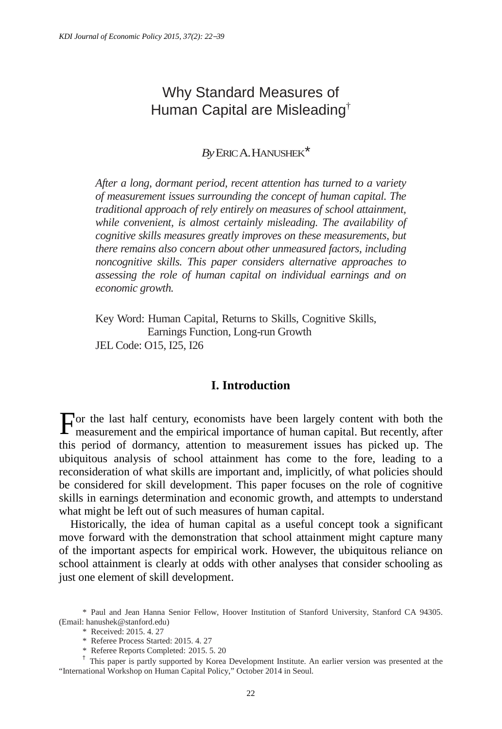# Why Standard Measures of Human Capital are Misleading†

By ERIC A. HANUSHEK*

*After a long, dormant period, recent attention has turned to a variety of measurement issues surrounding the concept of human capital. The traditional approach of rely entirely on measures of school attainment, while convenient, is almost certainly misleading. The availability of cognitive skills measures greatly improves on these measurements, but there remains also concern about other unmeasured factors, including noncognitive skills. This paper considers alternative approaches to assessing the role of human capital on individual earnings and on economic growth.*

Key Word: Human Capital, Returns to Skills, Cognitive Skills, Earnings Function, Long-run Growth
JEL Code: O15, I25, I26

## I. Introduction

For the last half century, economists have been largely content with both the measurement and the empirical importance of human capital. But recently, after this period of dormancy, attention to measurement issues has picked up. The ubiquitous analysis of school attainment has come to the fore, leading to a reconsideration of what skills are important and, implicitly, of what policies should be considered for skill development. This paper focuses on the role of cognitive skills in earnings determination and economic growth, and attempts to understand what might be left out of such measures of human capital.

Historically, the idea of human capital as a useful concept took a significant move forward with the demonstration that school attainment might capture many of the important aspects for empirical work. However, the ubiquitous reliance on school attainment is clearly at odds with other analyses that consider schooling as just one element of skill development.

\* Paul and Jean Hanna Senior Fellow, Hoover Institution of Stanford University, Stanford CA 94305. (Email: hanushek@stanford.edu)

\* Received: 2015. 4. 27

\* Referee Process Started: 2015. 4. 27

\* Referee Reports Completed: 2015. 5. 20

† This paper is partly supported by Korea Development Institute. An earlier version was presented at the "International Workshop on Human Capital Policy," October 2014 in Seoul.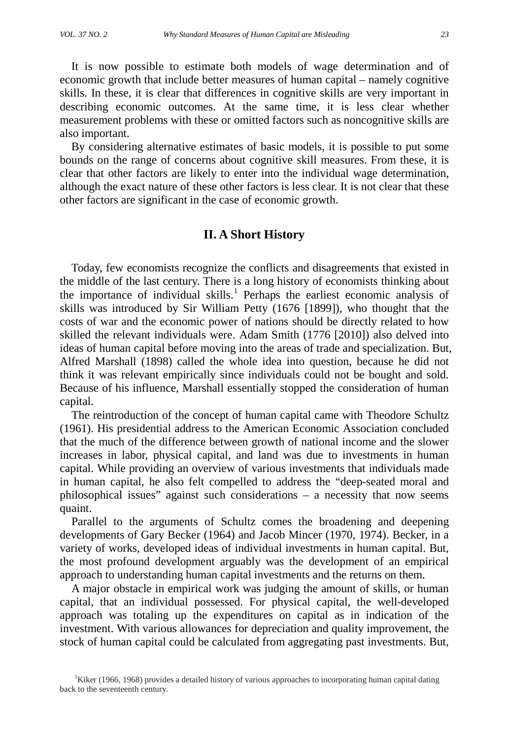It is now possible to estimate both models of wage determination and of economic growth that include better measures of human capital – namely cognitive skills. In these, it is clear that differences in cognitive skills are very important in describing economic outcomes. At the same time, it is less clear whether measurement problems with these or omitted factors such as noncognitive skills are also important.

By considering alternative estimates of basic models, it is possible to put some bounds on the range of concerns about cognitive skill measures. From these, it is clear that other factors are likely to enter into the individual wage determination, although the exact nature of these other factors is less clear. It is not clear that these other factors are significant in the case of economic growth.

## II. A Short History

Today, few economists recognize the conflicts and disagreements that existed in the middle of the last century. There is a long history of economists thinking about the importance of individual skills.[1] Perhaps the earliest economic analysis of skills was introduced by Sir William Petty (1676 [1899]), who thought that the costs of war and the economic power of nations should be directly related to how skilled the relevant individuals were. Adam Smith (1776 [2010]) also delved into ideas of human capital before moving into the areas of trade and specialization. But, Alfred Marshall (1898) called the whole idea into question, because he did not think it was relevant empirically since individuals could not be bought and sold. Because of his influence, Marshall essentially stopped the consideration of human capital.

The reintroduction of the concept of human capital came with Theodore Schultz (1961). His presidential address to the American Economic Association concluded that the much of the difference between growth of national income and the slower increases in labor, physical capital, and land was due to investments in human capital. While providing an overview of various investments that individuals made in human capital, he also felt compelled to address the “deep-seated moral and philosophical issues” against such considerations – a necessity that now seems quaint.

Parallel to the arguments of Schultz comes the broadening and deepening developments of Gary Becker (1964) and Jacob Mincer (1970, 1974). Becker, in a variety of works, developed ideas of individual investments in human capital. But, the most profound development arguably was the development of an empirical approach to understanding human capital investments and the returns on them.

A major obstacle in empirical work was judging the amount of skills, or human capital, that an individual possessed. For physical capital, the well-developed approach was totaling up the expenditures on capital as in indication of the investment. With various allowances for depreciation and quality improvement, the stock of human capital could be calculated from aggregating past investments. But,

[1] Kiker (1966, 1968) provides a detailed history of various approaches to incorporating human capital dating back to the seventeenth century.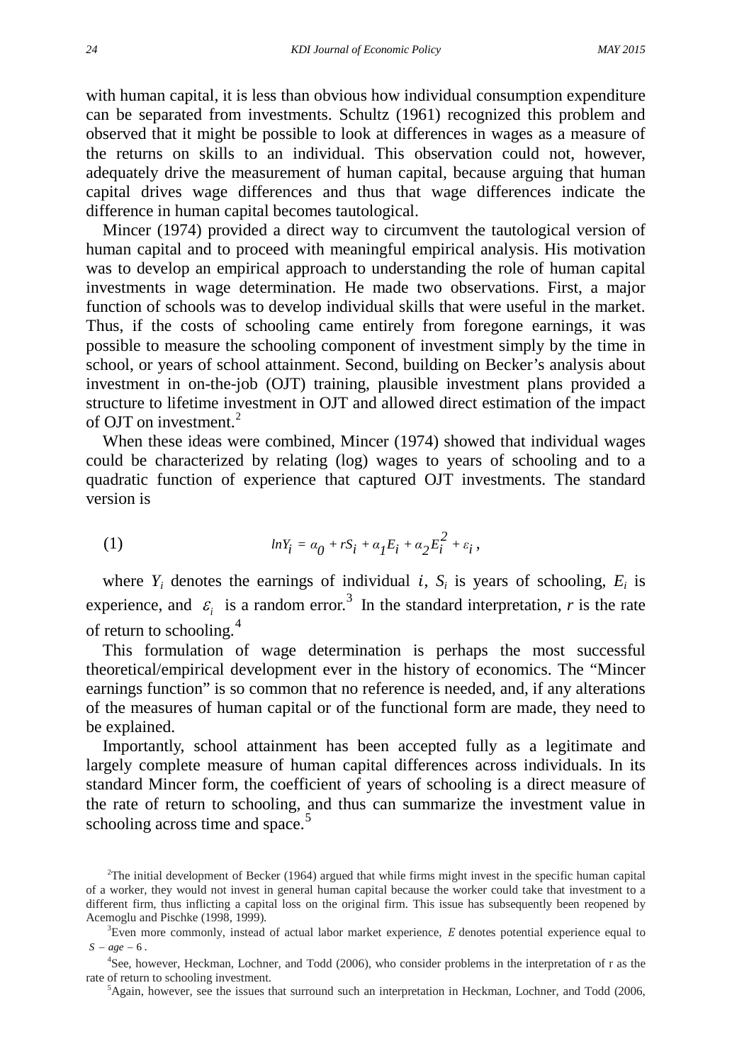with human capital, it is less than obvious how individual consumption expenditure can be separated from investments. Schultz (1961) recognized this problem and observed that it might be possible to look at differences in wages as a measure of the returns on skills to an individual. This observation could not, however, adequately drive the measurement of human capital, because arguing that human capital drives wage differences and thus that wage differences indicate the difference in human capital becomes tautological.

Mincer (1974) provided a direct way to circumvent the tautological version of human capital and to proceed with meaningful empirical analysis. His motivation was to develop an empirical approach to understanding the role of human capital investments in wage determination. He made two observations. First, a major function of schools was to develop individual skills that were useful in the market. Thus, if the costs of schooling came entirely from foregone earnings, it was possible to measure the schooling component of investment simply by the time in school, or years of school attainment. Second, building on Becker's analysis about investment in on-the-job (OJT) training, plausible investment plans provided a structure to lifetime investment in OJT and allowed direct estimation of the impact of OJT on investment.[2]

When these ideas were combined, Mincer (1974) showed that individual wages could be characterized by relating (log) wages to years of schooling and to a quadratic function of experience that captured OJT investments. The standard version is

$$\text{(1)} \qquad lnY_i = \alpha_0 + rS_i + \alpha_1 E_i + \alpha_2 E_i^2 + \varepsilon_i ,$$

where $Y_i$ denotes the earnings of individual $i$, $S_i$ is years of schooling, $E_i$ is experience, and $\varepsilon_i$ is a random error.[3] In the standard interpretation, *r* is the rate of return to schooling.[4]

This formulation of wage determination is perhaps the most successful theoretical/empirical development ever in the history of economics. The "Mincer earnings function" is so common that no reference is needed, and, if any alterations of the measures of human capital or of the functional form are made, they need to be explained.

Importantly, school attainment has been accepted fully as a legitimate and largely complete measure of human capital differences across individuals. In its standard Mincer form, the coefficient of years of schooling is a direct measure of the rate of return to schooling, and thus can summarize the investment value in schooling across time and space.[5]

[2]The initial development of Becker (1964) argued that while firms might invest in the specific human capital of a worker, they would not invest in general human capital because the worker could take that investment to a different firm, thus inflicting a capital loss on the original firm. This issue has subsequently been reopened by Acemoglu and Pischke (1998, 1999).

[3]Even more commonly, instead of actual labor market experience, $E$ denotes potential experience equal to $S - age - 6$ .

[4]See, however, Heckman, Lochner, and Todd (2006), who consider problems in the interpretation of r as the rate of return to schooling investment.

[5]Again, however, see the issues that surround such an interpretation in Heckman, Lochner, and Todd (2006,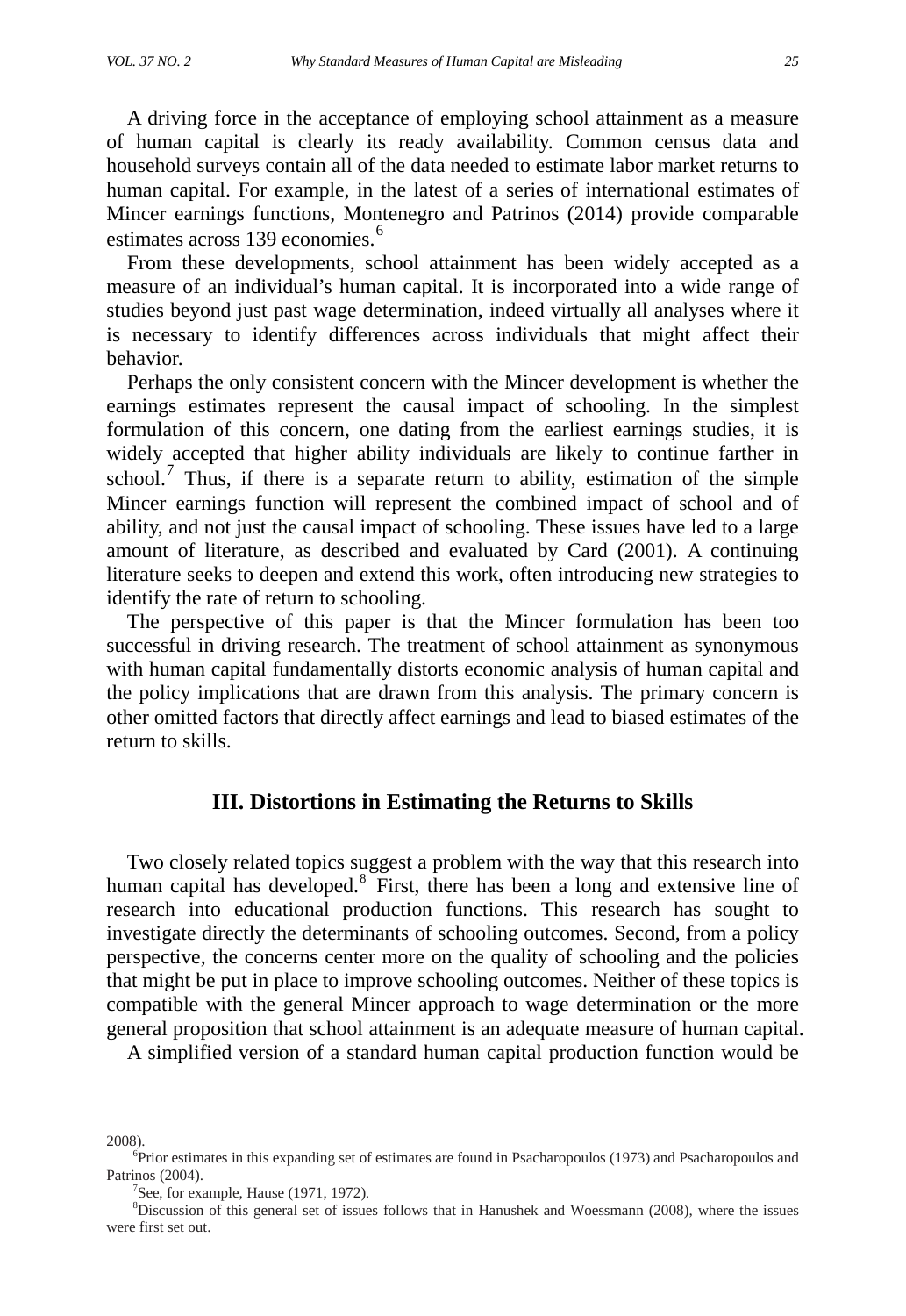A driving force in the acceptance of employing school attainment as a measure of human capital is clearly its ready availability. Common census data and household surveys contain all of the data needed to estimate labor market returns to human capital. For example, in the latest of a series of international estimates of Mincer earnings functions, Montenegro and Patrinos (2014) provide comparable estimates across 139 economies.[6]

From these developments, school attainment has been widely accepted as a measure of an individual's human capital. It is incorporated into a wide range of studies beyond just past wage determination, indeed virtually all analyses where it is necessary to identify differences across individuals that might affect their behavior.

Perhaps the only consistent concern with the Mincer development is whether the earnings estimates represent the causal impact of schooling. In the simplest formulation of this concern, one dating from the earliest earnings studies, it is widely accepted that higher ability individuals are likely to continue farther in school.[7] Thus, if there is a separate return to ability, estimation of the simple Mincer earnings function will represent the combined impact of school and of ability, and not just the causal impact of schooling. These issues have led to a large amount of literature, as described and evaluated by Card (2001). A continuing literature seeks to deepen and extend this work, often introducing new strategies to identify the rate of return to schooling.

The perspective of this paper is that the Mincer formulation has been too successful in driving research. The treatment of school attainment as synonymous with human capital fundamentally distorts economic analysis of human capital and the policy implications that are drawn from this analysis. The primary concern is other omitted factors that directly affect earnings and lead to biased estimates of the return to skills.

## III. Distortions in Estimating the Returns to Skills

Two closely related topics suggest a problem with the way that this research into human capital has developed.[8] First, there has been a long and extensive line of research into educational production functions. This research has sought to investigate directly the determinants of schooling outcomes. Second, from a policy perspective, the concerns center more on the quality of schooling and the policies that might be put in place to improve schooling outcomes. Neither of these topics is compatible with the general Mincer approach to wage determination or the more general proposition that school attainment is an adequate measure of human capital.

A simplified version of a standard human capital production function would be

---

2008).

[6]Prior estimates in this expanding set of estimates are found in Psacharopoulos (1973) and Psacharopoulos and Patrinos (2004).

[7]See, for example, Hause (1971, 1972).

[8]Discussion of this general set of issues follows that in Hanushek and Woessmann (2008), where the issues were first set out.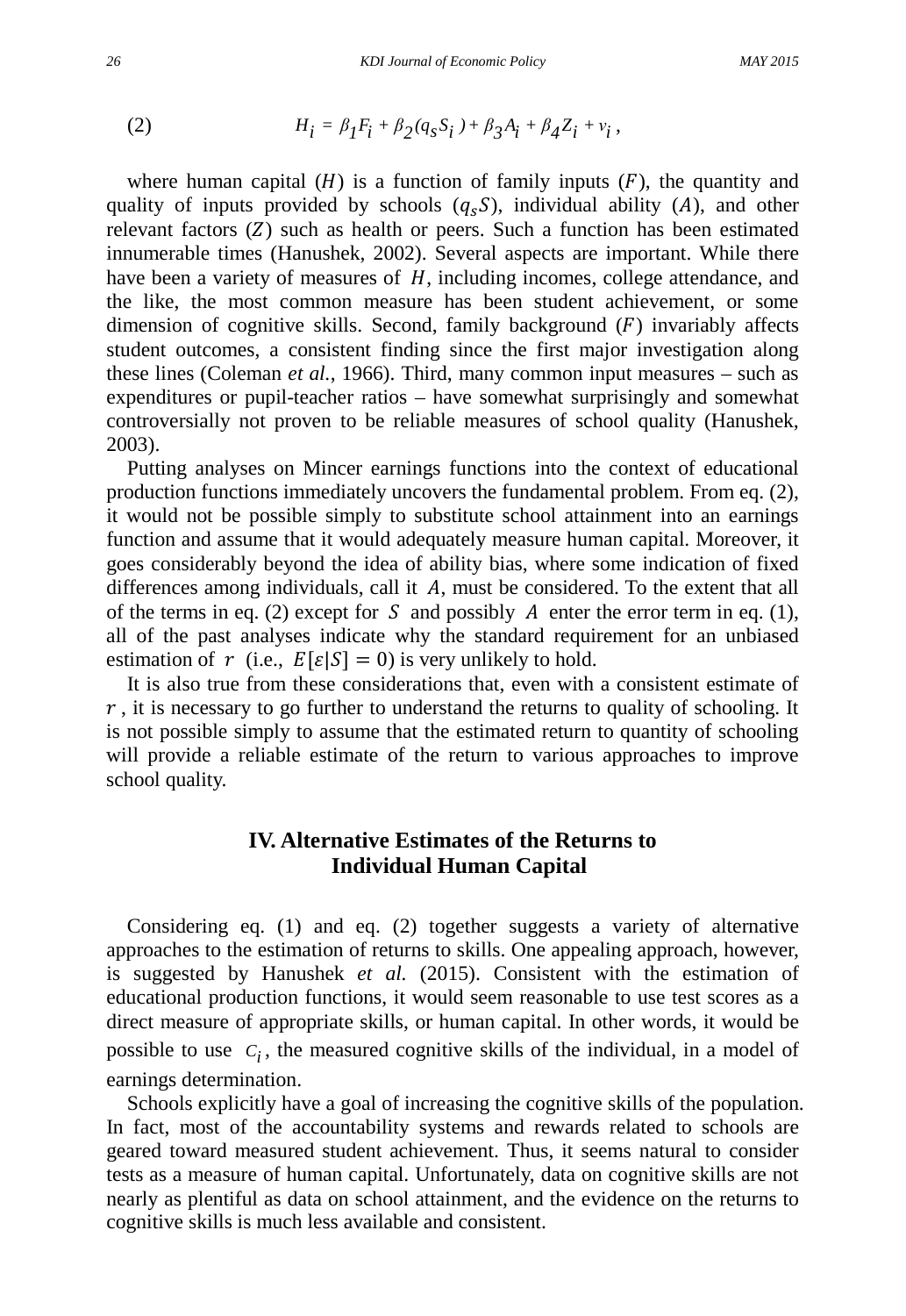$$H_i = \beta_1 F_i + \beta_2 (q_s S_i) + \beta_3 A_i + \beta_4 Z_i + v_i , \quad (2)$$

where human capital ($H$) is a function of family inputs ($F$), the quantity and quality of inputs provided by schools ($q_s S$), individual ability ($A$), and other relevant factors ($Z$) such as health or peers. Such a function has been estimated innumerable times (Hanushek, 2002). Several aspects are important. While there have been a variety of measures of $H$, including incomes, college attendance, and the like, the most common measure has been student achievement, or some dimension of cognitive skills. Second, family background ($F$) invariably affects student outcomes, a consistent finding since the first major investigation along these lines (Coleman *et al.*, 1966). Third, many common input measures – such as expenditures or pupil-teacher ratios – have somewhat surprisingly and somewhat controversially not proven to be reliable measures of school quality (Hanushek, 2003).

Putting analyses on Mincer earnings functions into the context of educational production functions immediately uncovers the fundamental problem. From eq. (2), it would not be possible simply to substitute school attainment into an earnings function and assume that it would adequately measure human capital. Moreover, it goes considerably beyond the idea of ability bias, where some indication of fixed differences among individuals, call it $A$, must be considered. To the extent that all of the terms in eq. (2) except for $S$ and possibly $A$ enter the error term in eq. (1), all of the past analyses indicate why the standard requirement for an unbiased estimation of $r$ (i.e., $E[\varepsilon|S] = 0$) is very unlikely to hold.

It is also true from these considerations that, even with a consistent estimate of $r$, it is necessary to go further to understand the returns to quality of schooling. It is not possible simply to assume that the estimated return to quantity of schooling will provide a reliable estimate of the return to various approaches to improve school quality.

## IV. Alternative Estimates of the Returns to Individual Human Capital

Considering eq. (1) and eq. (2) together suggests a variety of alternative approaches to the estimation of returns to skills. One appealing approach, however, is suggested by Hanushek *et al.* (2015). Consistent with the estimation of educational production functions, it would seem reasonable to use test scores as a direct measure of appropriate skills, or human capital. In other words, it would be possible to use $C_i$, the measured cognitive skills of the individual, in a model of earnings determination.

Schools explicitly have a goal of increasing the cognitive skills of the population. In fact, most of the accountability systems and rewards related to schools are geared toward measured student achievement. Thus, it seems natural to consider tests as a measure of human capital. Unfortunately, data on cognitive skills are not nearly as plentiful as data on school attainment, and the evidence on the returns to cognitive skills is much less available and consistent.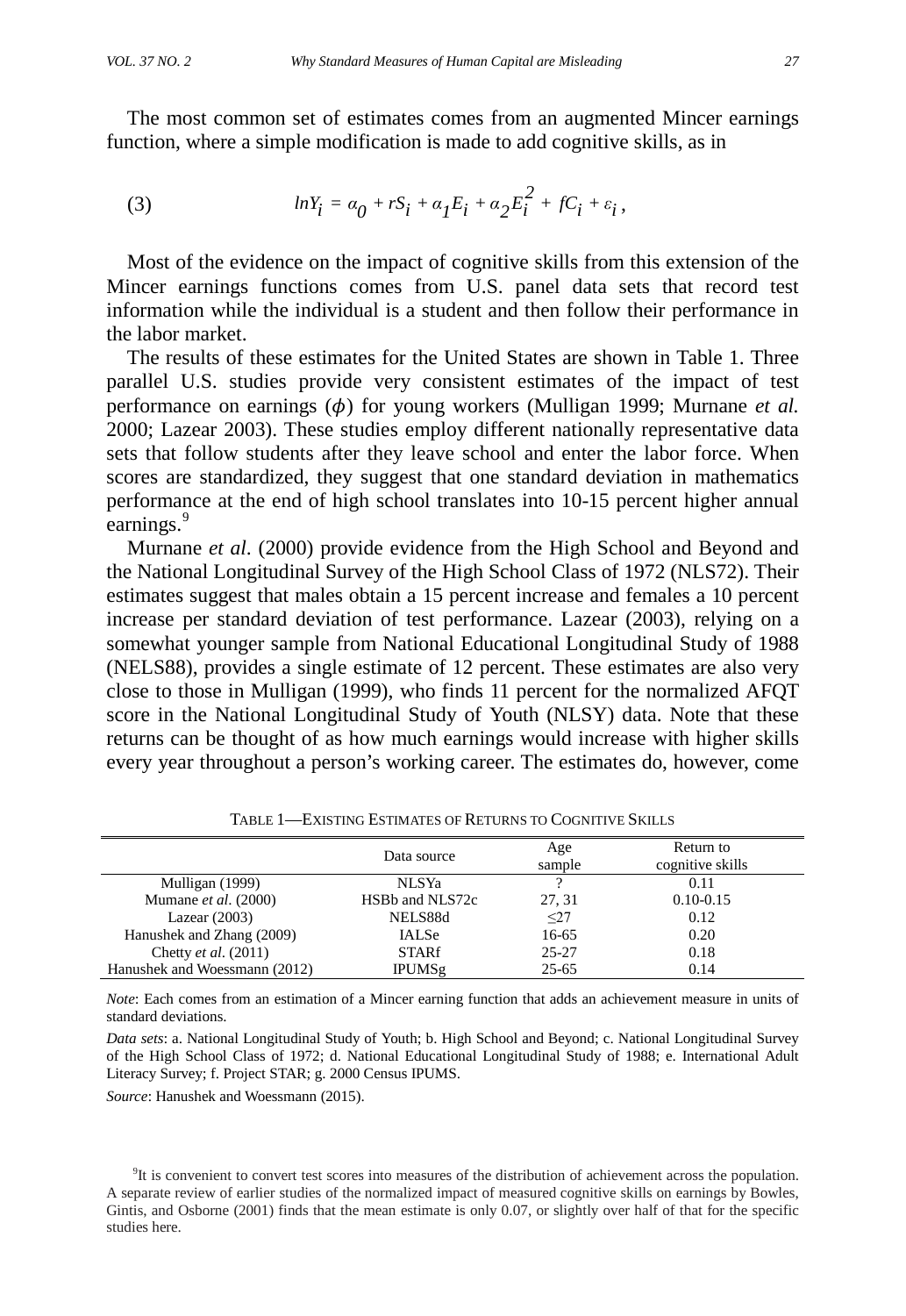The most common set of estimates comes from an augmented Mincer earnings function, where a simple modification is made to add cognitive skills, as in

$$lnY_i = \alpha_0 + rS_i + \alpha_1 E_i + \alpha_2 E_i^2 + fC_i + \varepsilon_i , \quad (3)$$

Most of the evidence on the impact of cognitive skills from this extension of the Mincer earnings functions comes from U.S. panel data sets that record test information while the individual is a student and then follow their performance in the labor market.

The results of these estimates for the United States are shown in Table 1. Three parallel U.S. studies provide very consistent estimates of the impact of test performance on earnings ($\phi$) for young workers (Mulligan 1999; Murnane *et al.* 2000; Lazear 2003). These studies employ different nationally representative data sets that follow students after they leave school and enter the labor force. When scores are standardized, they suggest that one standard deviation in mathematics performance at the end of high school translates into 10-15 percent higher annual earnings.[9]

Murnane *et al*. (2000) provide evidence from the High School and Beyond and the National Longitudinal Survey of the High School Class of 1972 (NLS72). Their estimates suggest that males obtain a 15 percent increase and females a 10 percent increase per standard deviation of test performance. Lazear (2003), relying on a somewhat younger sample from National Educational Longitudinal Study of 1988 (NELS88), provides a single estimate of 12 percent. These estimates are also very close to those in Mulligan (1999), who finds 11 percent for the normalized AFQT score in the National Longitudinal Study of Youth (NLSY) data. Note that these returns can be thought of as how much earnings would increase with higher skills every year throughout a person's working career. The estimates do, however, come

TABLE 1—EXISTING ESTIMATES OF RETURNS TO COGNITIVE SKILLS

| | Data source | Age sample | Return to cognitive skills |
|---|---|---|---|
| Mulligan (1999) | NLSYa | ? | 0.11 |
| Mumane *et al*. (2000) | HSBb and NLS72c | 27, 31 | 0.10-0.15 |
| Lazear (2003) | NELS88d | ≤27 | 0.12 |
| Hanushek and Zhang (2009) | IALSe | 16-65 | 0.20 |
| Chetty *et al*. (2011) | STARf | 25-27 | 0.18 |
| Hanushek and Woessmann (2012) | IPUMSg | 25-65 | 0.14 |

*Note*: Each comes from an estimation of a Mincer earning function that adds an achievement measure in units of standard deviations.

*Data sets*: a. National Longitudinal Study of Youth; b. High School and Beyond; c. National Longitudinal Survey of the High School Class of 1972; d. National Educational Longitudinal Study of 1988; e. International Adult Literacy Survey; f. Project STAR; g. 2000 Census IPUMS.

*Source*: Hanushek and Woessmann (2015).

[9]It is convenient to convert test scores into measures of the distribution of achievement across the population. A separate review of earlier studies of the normalized impact of measured cognitive skills on earnings by Bowles, Gintis, and Osborne (2001) finds that the mean estimate is only 0.07, or slightly over half of that for the specific studies here.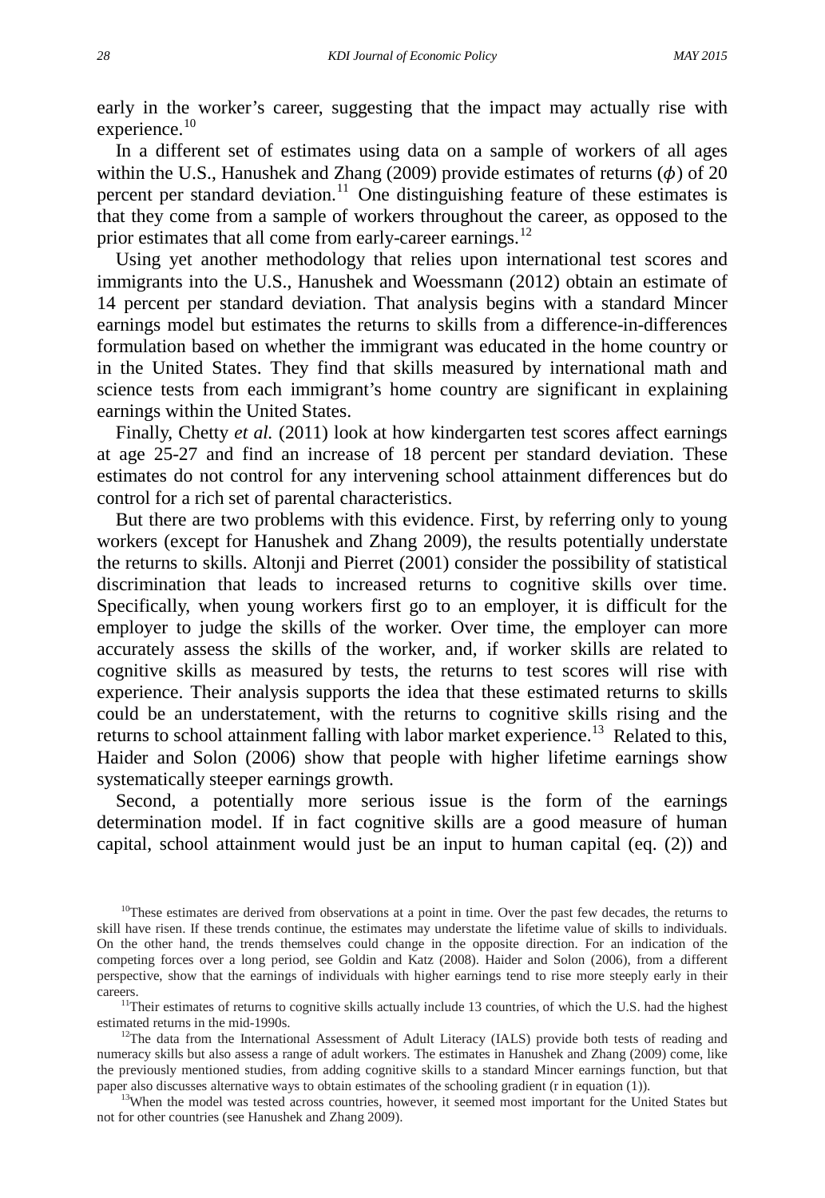early in the worker's career, suggesting that the impact may actually rise with experience.[10]

In a different set of estimates using data on a sample of workers of all ages within the U.S., Hanushek and Zhang (2009) provide estimates of returns ($\phi$) of 20 percent per standard deviation.[11] One distinguishing feature of these estimates is that they come from a sample of workers throughout the career, as opposed to the prior estimates that all come from early-career earnings.[12]

Using yet another methodology that relies upon international test scores and immigrants into the U.S., Hanushek and Woessmann (2012) obtain an estimate of 14 percent per standard deviation. That analysis begins with a standard Mincer earnings model but estimates the returns to skills from a difference-in-differences formulation based on whether the immigrant was educated in the home country or in the United States. They find that skills measured by international math and science tests from each immigrant's home country are significant in explaining earnings within the United States.

Finally, Chetty *et al.* (2011) look at how kindergarten test scores affect earnings at age 25-27 and find an increase of 18 percent per standard deviation. These estimates do not control for any intervening school attainment differences but do control for a rich set of parental characteristics.

But there are two problems with this evidence. First, by referring only to young workers (except for Hanushek and Zhang 2009), the results potentially understate the returns to skills. Altonji and Pierret (2001) consider the possibility of statistical discrimination that leads to increased returns to cognitive skills over time. Specifically, when young workers first go to an employer, it is difficult for the employer to judge the skills of the worker. Over time, the employer can more accurately assess the skills of the worker, and, if worker skills are related to cognitive skills as measured by tests, the returns to test scores will rise with experience. Their analysis supports the idea that these estimated returns to skills could be an understatement, with the returns to cognitive skills rising and the returns to school attainment falling with labor market experience.[13] Related to this, Haider and Solon (2006) show that people with higher lifetime earnings show systematically steeper earnings growth.

Second, a potentially more serious issue is the form of the earnings determination model. If in fact cognitive skills are a good measure of human capital, school attainment would just be an input to human capital (eq. (2)) and

---

[10]These estimates are derived from observations at a point in time. Over the past few decades, the returns to skill have risen. If these trends continue, the estimates may understate the lifetime value of skills to individuals. On the other hand, the trends themselves could change in the opposite direction. For an indication of the competing forces over a long period, see Goldin and Katz (2008). Haider and Solon (2006), from a different perspective, show that the earnings of individuals with higher earnings tend to rise more steeply early in their careers.

[11]Their estimates of returns to cognitive skills actually include 13 countries, of which the U.S. had the highest estimated returns in the mid-1990s.

[12]The data from the International Assessment of Adult Literacy (IALS) provide both tests of reading and numeracy skills but also assess a range of adult workers. The estimates in Hanushek and Zhang (2009) come, like the previously mentioned studies, from adding cognitive skills to a standard Mincer earnings function, but that paper also discusses alternative ways to obtain estimates of the schooling gradient ($r$ in equation (1)).

[13]When the model was tested across countries, however, it seemed most important for the United States but not for other countries (see Hanushek and Zhang 2009).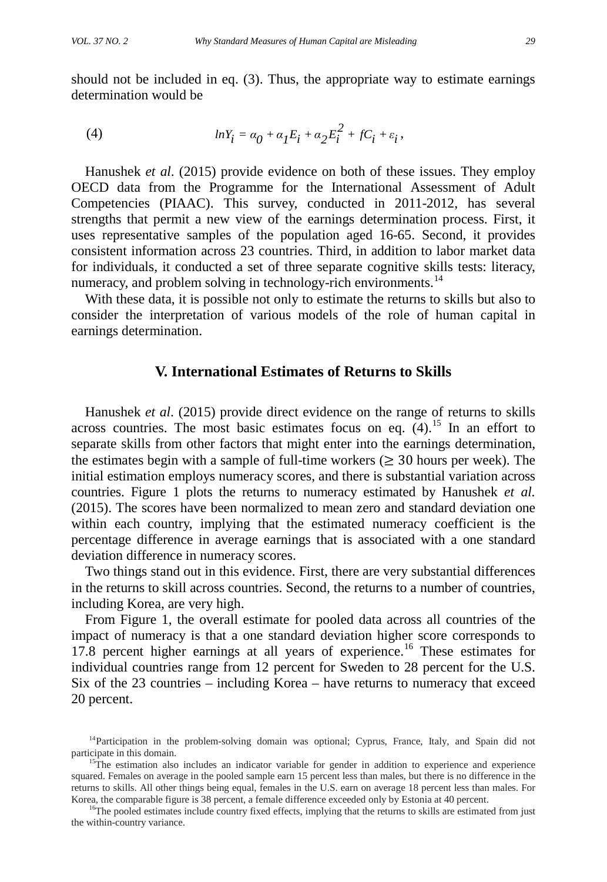should not be included in eq. (3). Thus, the appropriate way to estimate earnings determination would be

$$lnY_i = \alpha_0 + \alpha_1 E_i + \alpha_2 E_i^2 + fC_i + \varepsilon_i , \quad (4)$$

Hanushek *et al*. (2015) provide evidence on both of these issues. They employ OECD data from the Programme for the International Assessment of Adult Competencies (PIAAC). This survey, conducted in 2011-2012, has several strengths that permit a new view of the earnings determination process. First, it uses representative samples of the population aged 16-65. Second, it provides consistent information across 23 countries. Third, in addition to labor market data for individuals, it conducted a set of three separate cognitive skills tests: literacy, numeracy, and problem solving in technology-rich environments.[14]

With these data, it is possible not only to estimate the returns to skills but also to consider the interpretation of various models of the role of human capital in earnings determination.

## V. International Estimates of Returns to Skills

Hanushek *et al*. (2015) provide direct evidence on the range of returns to skills across countries. The most basic estimates focus on eq. (4).[15] In an effort to separate skills from other factors that might enter into the earnings determination, the estimates begin with a sample of full-time workers ($\geq 30$ hours per week). The initial estimation employs numeracy scores, and there is substantial variation across countries. Figure 1 plots the returns to numeracy estimated by Hanushek *et al.* (2015). The scores have been normalized to mean zero and standard deviation one within each country, implying that the estimated numeracy coefficient is the percentage difference in average earnings that is associated with a one standard deviation difference in numeracy scores.

Two things stand out in this evidence. First, there are very substantial differences in the returns to skill across countries. Second, the returns to a number of countries, including Korea, are very high.

From Figure 1, the overall estimate for pooled data across all countries of the impact of numeracy is that a one standard deviation higher score corresponds to 17.8 percent higher earnings at all years of experience.[16] These estimates for individual countries range from 12 percent for Sweden to 28 percent for the U.S. Six of the 23 countries – including Korea – have returns to numeracy that exceed 20 percent.

[14] Participation in the problem-solving domain was optional; Cyprus, France, Italy, and Spain did not participate in this domain.

[15] The estimation also includes an indicator variable for gender in addition to experience and experience squared. Females on average in the pooled sample earn 15 percent less than males, but there is no difference in the returns to skills. All other things being equal, females in the U.S. earn on average 18 percent less than males. For Korea, the comparable figure is 38 percent, a female difference exceeded only by Estonia at 40 percent.

[16] The pooled estimates include country fixed effects, implying that the returns to skills are estimated from just the within-country variance.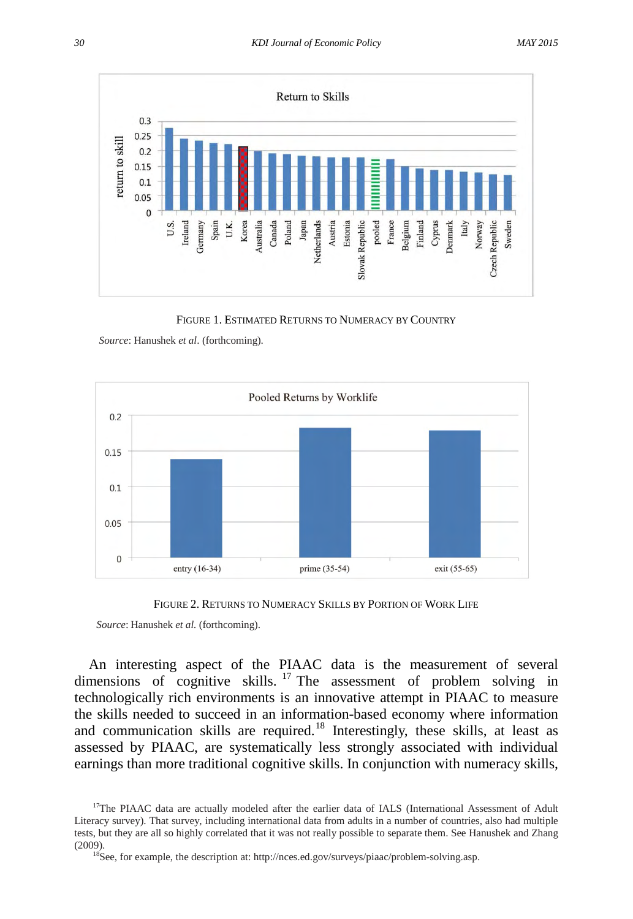FIGURE 1. ESTIMATED RETURNS TO NUMERACY BY COUNTRY

*Source*: Hanushek *et al*. (forthcoming).

FIGURE 2. RETURNS TO NUMERACY SKILLS BY PORTION OF WORK LIFE

*Source*: Hanushek *et al.* (forthcoming).

An interesting aspect of the PIAAC data is the measurement of several dimensions of cognitive skills.[17] The assessment of problem solving in technologically rich environments is an innovative attempt in PIAAC to measure the skills needed to succeed in an information-based economy where information and communication skills are required.[18] Interestingly, these skills, at least as assessed by PIAAC, are systematically less strongly associated with individual earnings than more traditional cognitive skills. In conjunction with numeracy skills,

[17]The PIAAC data are actually modeled after the earlier data of IALS (International Assessment of Adult Literacy survey). That survey, including international data from adults in a number of countries, also had multiple tests, but they are all so highly correlated that it was not really possible to separate them. See Hanushek and Zhang (2009).

[18]See, for example, the description at: http://nces.ed.gov/surveys/piaac/problem-solving.asp.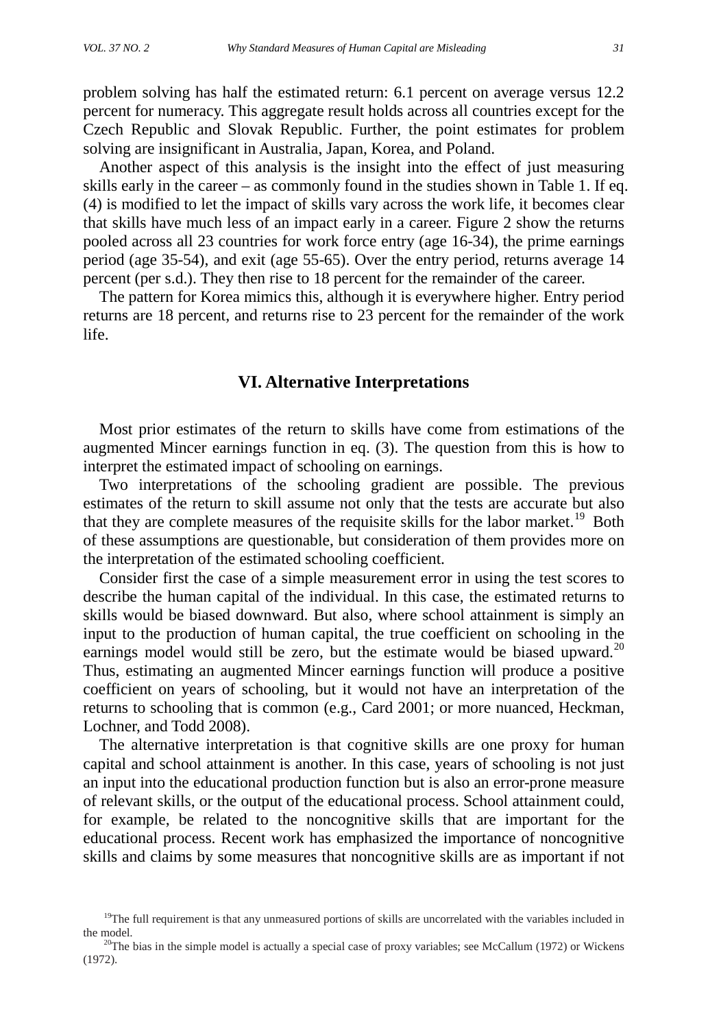problem solving has half the estimated return: 6.1 percent on average versus 12.2 percent for numeracy. This aggregate result holds across all countries except for the Czech Republic and Slovak Republic. Further, the point estimates for problem solving are insignificant in Australia, Japan, Korea, and Poland.

Another aspect of this analysis is the insight into the effect of just measuring skills early in the career – as commonly found in the studies shown in Table 1. If eq. (4) is modified to let the impact of skills vary across the work life, it becomes clear that skills have much less of an impact early in a career. Figure 2 show the returns pooled across all 23 countries for work force entry (age 16-34), the prime earnings period (age 35-54), and exit (age 55-65). Over the entry period, returns average 14 percent (per s.d.). They then rise to 18 percent for the remainder of the career.

The pattern for Korea mimics this, although it is everywhere higher. Entry period returns are 18 percent, and returns rise to 23 percent for the remainder of the work life.

## VI. Alternative Interpretations

Most prior estimates of the return to skills have come from estimations of the augmented Mincer earnings function in eq. (3). The question from this is how to interpret the estimated impact of schooling on earnings.

Two interpretations of the schooling gradient are possible. The previous estimates of the return to skill assume not only that the tests are accurate but also that they are complete measures of the requisite skills for the labor market.[19] Both of these assumptions are questionable, but consideration of them provides more on the interpretation of the estimated schooling coefficient.

Consider first the case of a simple measurement error in using the test scores to describe the human capital of the individual. In this case, the estimated returns to skills would be biased downward. But also, where school attainment is simply an input to the production of human capital, the true coefficient on schooling in the earnings model would still be zero, but the estimate would be biased upward.[20] Thus, estimating an augmented Mincer earnings function will produce a positive coefficient on years of schooling, but it would not have an interpretation of the returns to schooling that is common (e.g., Card 2001; or more nuanced, Heckman, Lochner, and Todd 2008).

The alternative interpretation is that cognitive skills are one proxy for human capital and school attainment is another. In this case, years of schooling is not just an input into the educational production function but is also an error-prone measure of relevant skills, or the output of the educational process. School attainment could, for example, be related to the noncognitive skills that are important for the educational process. Recent work has emphasized the importance of noncognitive skills and claims by some measures that noncognitive skills are as important if not

[19] The full requirement is that any unmeasured portions of skills are uncorrelated with the variables included in the model.

[20] The bias in the simple model is actually a special case of proxy variables; see McCallum (1972) or Wickens (1972).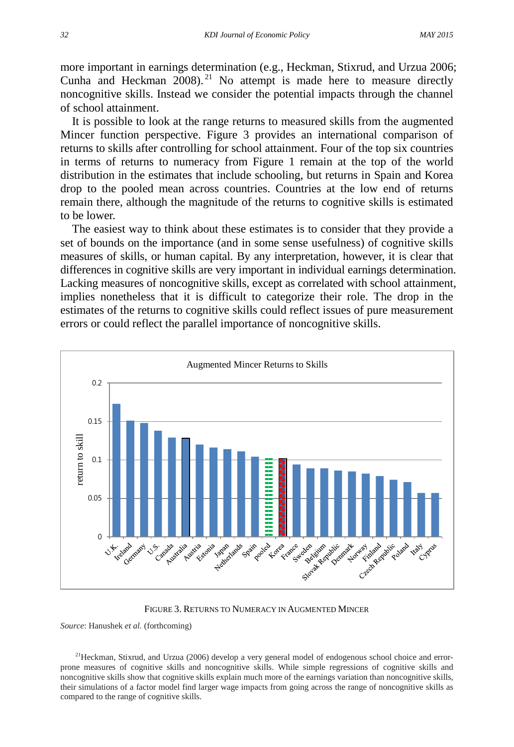more important in earnings determination (e.g., Heckman, Stixrud, and Urzua 2006; Cunha and Heckman 2008).[21] No attempt is made here to measure directly noncognitive skills. Instead we consider the potential impacts through the channel of school attainment.

It is possible to look at the range returns to measured skills from the augmented Mincer function perspective. Figure 3 provides an international comparison of returns to skills after controlling for school attainment. Four of the top six countries in terms of returns to numeracy from Figure 1 remain at the top of the world distribution in the estimates that include schooling, but returns in Spain and Korea drop to the pooled mean across countries. Countries at the low end of returns remain there, although the magnitude of the returns to cognitive skills is estimated to be lower.

The easiest way to think about these estimates is to consider that they provide a set of bounds on the importance (and in some sense usefulness) of cognitive skills measures of skills, or human capital. By any interpretation, however, it is clear that differences in cognitive skills are very important in individual earnings determination. Lacking measures of noncognitive skills, except as correlated with school attainment, implies nonetheless that it is difficult to categorize their role. The drop in the estimates of the returns to cognitive skills could reflect issues of pure measurement errors or could reflect the parallel importance of noncognitive skills.

Augmented Mincer Returns to Skills

FIGURE 3. RETURNS TO NUMERACY IN AUGMENTED MINCER

*Source*: Hanushek *et al.* (forthcoming)

[21] Heckman, Stixrud, and Urzua (2006) develop a very general model of endogenous school choice and error-prone measures of cognitive skills and noncognitive skills. While simple regressions of cognitive skills and noncognitive skills show that cognitive skills explain much more of the earnings variation than noncognitive skills, their simulations of a factor model find larger wage impacts from going across the range of noncognitive skills as compared to the range of cognitive skills.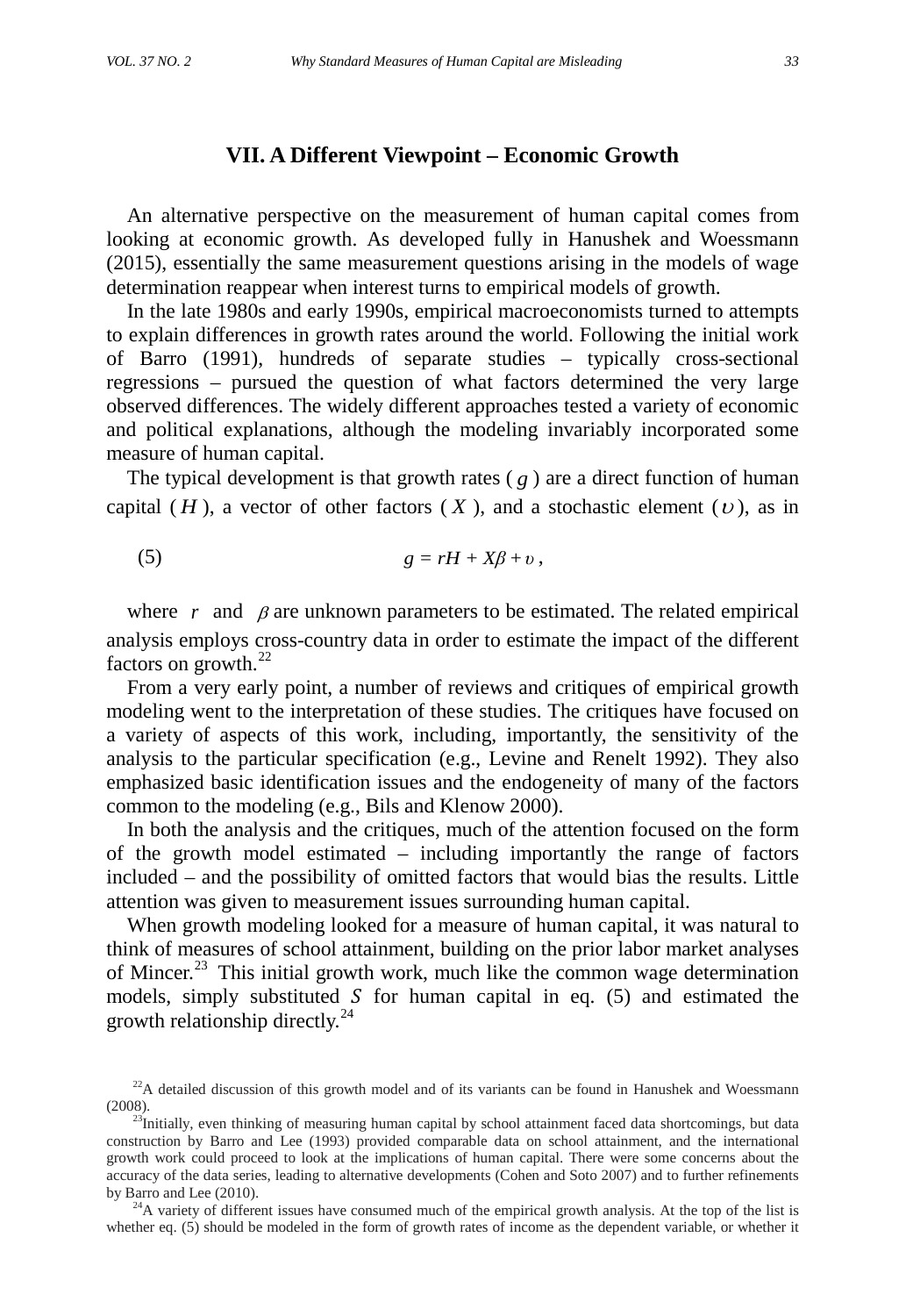## VII. A Different Viewpoint – Economic Growth

An alternative perspective on the measurement of human capital comes from looking at economic growth. As developed fully in Hanushek and Woessmann (2015), essentially the same measurement questions arising in the models of wage determination reappear when interest turns to empirical models of growth.

In the late 1980s and early 1990s, empirical macroeconomists turned to attempts to explain differences in growth rates around the world. Following the initial work of Barro (1991), hundreds of separate studies – typically cross-sectional regressions – pursued the question of what factors determined the very large observed differences. The widely different approaches tested a variety of economic and political explanations, although the modeling invariably incorporated some measure of human capital.

The typical development is that growth rates ( $g$ ) are a direct function of human capital ( $H$ ), a vector of other factors ( $X$ ), and a stochastic element ( $\upsilon$ ), as in

$$g = rH + X\beta + \upsilon \,, \tag{5}$$

where $r$ and $\beta$ are unknown parameters to be estimated. The related empirical analysis employs cross-country data in order to estimate the impact of the different factors on growth.[22]

From a very early point, a number of reviews and critiques of empirical growth modeling went to the interpretation of these studies. The critiques have focused on a variety of aspects of this work, including, importantly, the sensitivity of the analysis to the particular specification (e.g., Levine and Renelt 1992). They also emphasized basic identification issues and the endogeneity of many of the factors common to the modeling (e.g., Bils and Klenow 2000).

In both the analysis and the critiques, much of the attention focused on the form of the growth model estimated – including importantly the range of factors included – and the possibility of omitted factors that would bias the results. Little attention was given to measurement issues surrounding human capital.

When growth modeling looked for a measure of human capital, it was natural to think of measures of school attainment, building on the prior labor market analyses of Mincer.[23] This initial growth work, much like the common wage determination models, simply substituted $S$ for human capital in eq. (5) and estimated the growth relationship directly.[24]

[22] A detailed discussion of this growth model and of its variants can be found in Hanushek and Woessmann (2008).

[23] Initially, even thinking of measuring human capital by school attainment faced data shortcomings, but data construction by Barro and Lee (1993) provided comparable data on school attainment, and the international growth work could proceed to look at the implications of human capital. There were some concerns about the accuracy of the data series, leading to alternative developments (Cohen and Soto 2007) and to further refinements by Barro and Lee (2010).

[24] A variety of different issues have consumed much of the empirical growth analysis. At the top of the list is whether eq. (5) should be modeled in the form of growth rates of income as the dependent variable, or whether it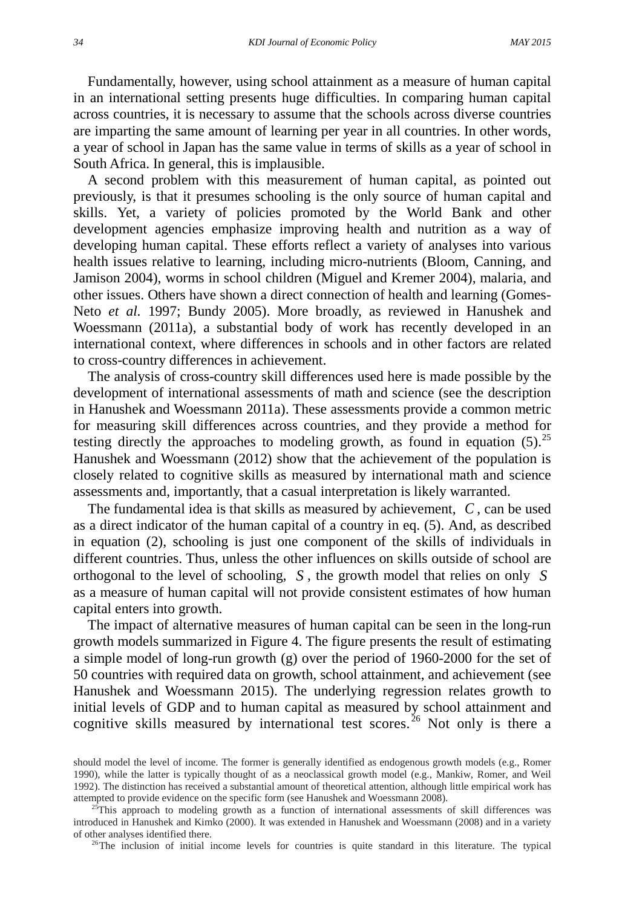Fundamentally, however, using school attainment as a measure of human capital in an international setting presents huge difficulties. In comparing human capital across countries, it is necessary to assume that the schools across diverse countries are imparting the same amount of learning per year in all countries. In other words, a year of school in Japan has the same value in terms of skills as a year of school in South Africa. In general, this is implausible.

A second problem with this measurement of human capital, as pointed out previously, is that it presumes schooling is the only source of human capital and skills. Yet, a variety of policies promoted by the World Bank and other development agencies emphasize improving health and nutrition as a way of developing human capital. These efforts reflect a variety of analyses into various health issues relative to learning, including micro-nutrients (Bloom, Canning, and Jamison 2004), worms in school children (Miguel and Kremer 2004), malaria, and other issues. Others have shown a direct connection of health and learning (Gomes-Neto *et al.* 1997; Bundy 2005). More broadly, as reviewed in Hanushek and Woessmann (2011a), a substantial body of work has recently developed in an international context, where differences in schools and in other factors are related to cross-country differences in achievement.

The analysis of cross-country skill differences used here is made possible by the development of international assessments of math and science (see the description in Hanushek and Woessmann 2011a). These assessments provide a common metric for measuring skill differences across countries, and they provide a method for testing directly the approaches to modeling growth, as found in equation (5).[25] Hanushek and Woessmann (2012) show that the achievement of the population is closely related to cognitive skills as measured by international math and science assessments and, importantly, that a casual interpretation is likely warranted.

The fundamental idea is that skills as measured by achievement, $C$, can be used as a direct indicator of the human capital of a country in eq. (5). And, as described in equation (2), schooling is just one component of the skills of individuals in different countries. Thus, unless the other influences on skills outside of school are orthogonal to the level of schooling, $S$, the growth model that relies on only $S$ as a measure of human capital will not provide consistent estimates of how human capital enters into growth.

The impact of alternative measures of human capital can be seen in the long-run growth models summarized in Figure 4. The figure presents the result of estimating a simple model of long-run growth (g) over the period of 1960-2000 for the set of 50 countries with required data on growth, school attainment, and achievement (see Hanushek and Woessmann 2015). The underlying regression relates growth to initial levels of GDP and to human capital as measured by school attainment and cognitive skills measured by international test scores.[26] Not only is there a

should model the level of income. The former is generally identified as endogenous growth models (e.g., Romer 1990), while the latter is typically thought of as a neoclassical growth model (e.g., Mankiw, Romer, and Weil 1992). The distinction has received a substantial amount of theoretical attention, although little empirical work has attempted to provide evidence on the specific form (see Hanushek and Woessmann 2008).

[25]This approach to modeling growth as a function of international assessments of skill differences was introduced in Hanushek and Kimko (2000). It was extended in Hanushek and Woessmann (2008) and in a variety of other analyses identified there.

[26]The inclusion of initial income levels for countries is quite standard in this literature. The typical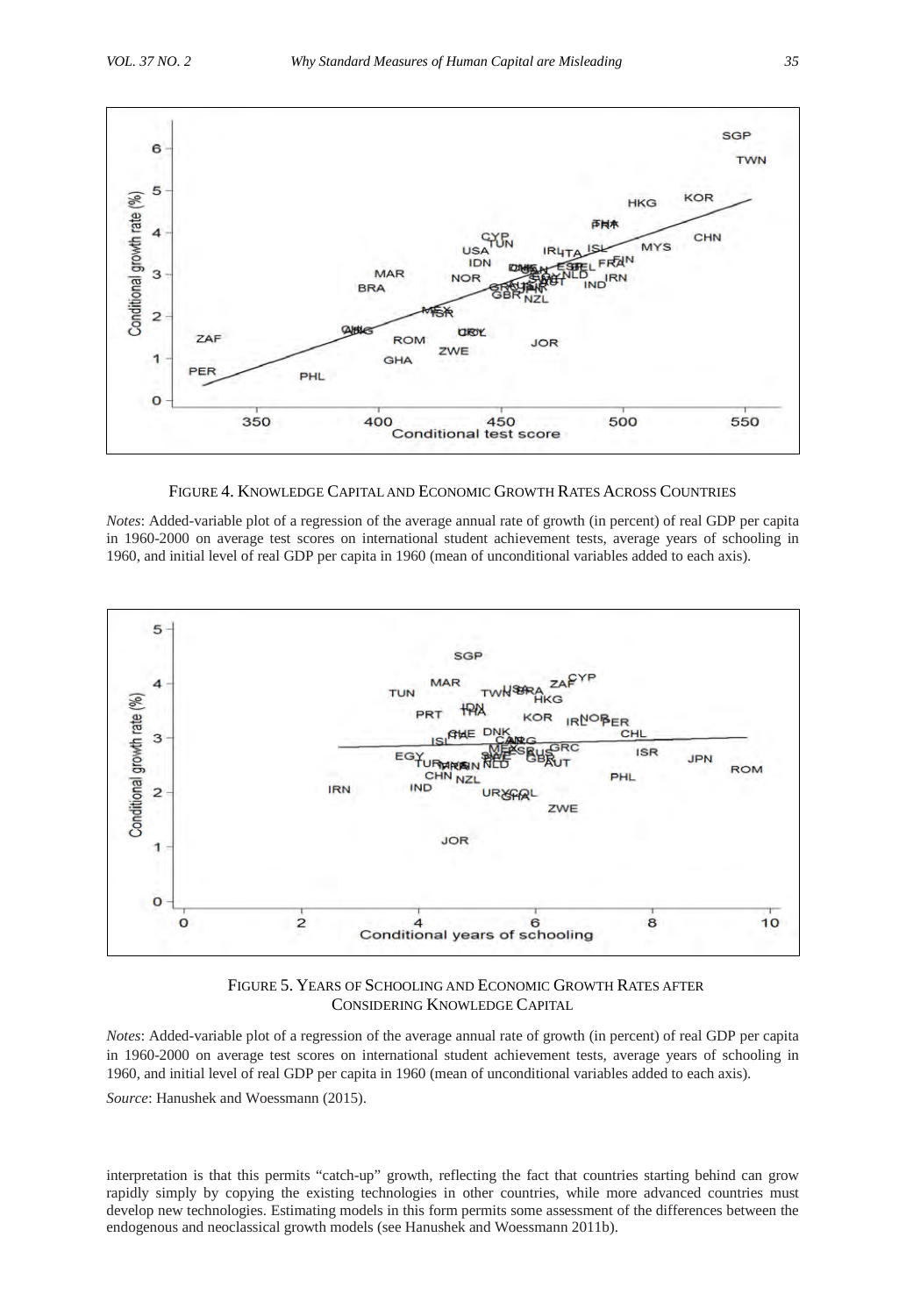FIGURE 4. KNOWLEDGE CAPITAL AND ECONOMIC GROWTH RATES ACROSS COUNTRIES

*Notes*: Added-variable plot of a regression of the average annual rate of growth (in percent) of real GDP per capita in 1960-2000 on average test scores on international student achievement tests, average years of schooling in 1960, and initial level of real GDP per capita in 1960 (mean of unconditional variables added to each axis).

FIGURE 5. YEARS OF SCHOOLING AND ECONOMIC GROWTH RATES AFTER CONSIDERING KNOWLEDGE CAPITAL

*Notes*: Added-variable plot of a regression of the average annual rate of growth (in percent) of real GDP per capita in 1960-2000 on average test scores on international student achievement tests, average years of schooling in 1960, and initial level of real GDP per capita in 1960 (mean of unconditional variables added to each axis).

*Source*: Hanushek and Woessmann (2015).

interpretation is that this permits "catch-up" growth, reflecting the fact that countries starting behind can grow rapidly simply by copying the existing technologies in other countries, while more advanced countries must develop new technologies. Estimating models in this form permits some assessment of the differences between the endogenous and neoclassical growth models (see Hanushek and Woessmann 2011b).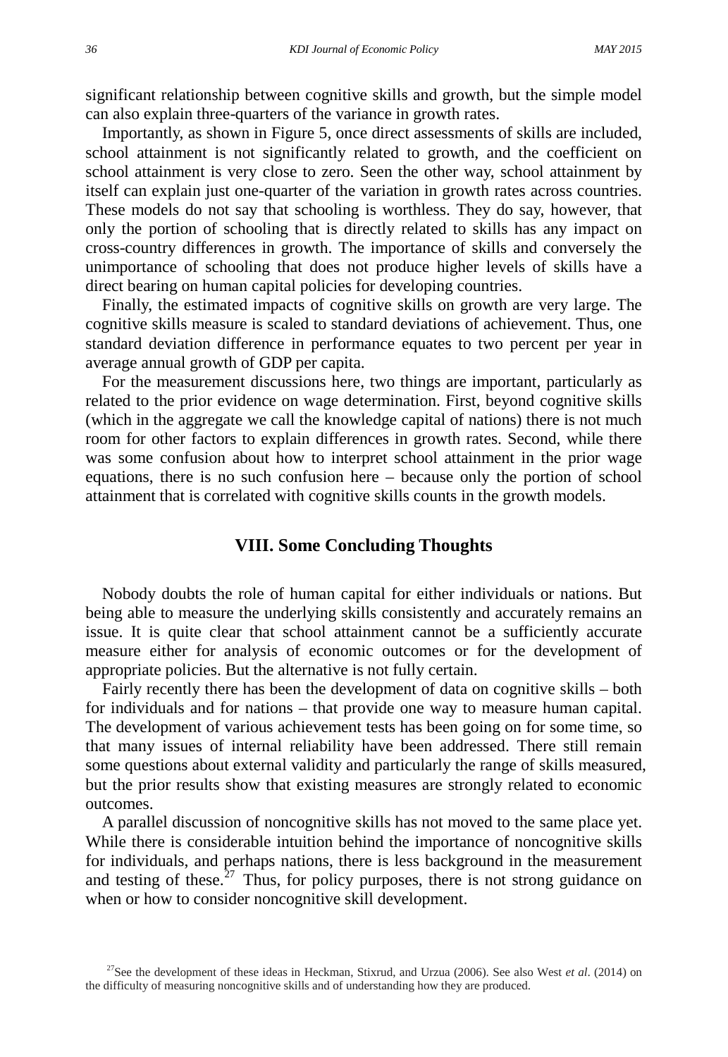significant relationship between cognitive skills and growth, but the simple model can also explain three-quarters of the variance in growth rates.

Importantly, as shown in Figure 5, once direct assessments of skills are included, school attainment is not significantly related to growth, and the coefficient on school attainment is very close to zero. Seen the other way, school attainment by itself can explain just one-quarter of the variation in growth rates across countries. These models do not say that schooling is worthless. They do say, however, that only the portion of schooling that is directly related to skills has any impact on cross-country differences in growth. The importance of skills and conversely the unimportance of schooling that does not produce higher levels of skills have a direct bearing on human capital policies for developing countries.

Finally, the estimated impacts of cognitive skills on growth are very large. The cognitive skills measure is scaled to standard deviations of achievement. Thus, one standard deviation difference in performance equates to two percent per year in average annual growth of GDP per capita.

For the measurement discussions here, two things are important, particularly as related to the prior evidence on wage determination. First, beyond cognitive skills (which in the aggregate we call the knowledge capital of nations) there is not much room for other factors to explain differences in growth rates. Second, while there was some confusion about how to interpret school attainment in the prior wage equations, there is no such confusion here – because only the portion of school attainment that is correlated with cognitive skills counts in the growth models.

## VIII. Some Concluding Thoughts

Nobody doubts the role of human capital for either individuals or nations. But being able to measure the underlying skills consistently and accurately remains an issue. It is quite clear that school attainment cannot be a sufficiently accurate measure either for analysis of economic outcomes or for the development of appropriate policies. But the alternative is not fully certain.

Fairly recently there has been the development of data on cognitive skills – both for individuals and for nations – that provide one way to measure human capital. The development of various achievement tests has been going on for some time, so that many issues of internal reliability have been addressed. There still remain some questions about external validity and particularly the range of skills measured, but the prior results show that existing measures are strongly related to economic outcomes.

A parallel discussion of noncognitive skills has not moved to the same place yet. While there is considerable intuition behind the importance of noncognitive skills for individuals, and perhaps nations, there is less background in the measurement and testing of these.[27] Thus, for policy purposes, there is not strong guidance on when or how to consider noncognitive skill development.

[27] See the development of these ideas in Heckman, Stixrud, and Urzua (2006). See also West *et al*. (2014) on the difficulty of measuring noncognitive skills and of understanding how they are produced.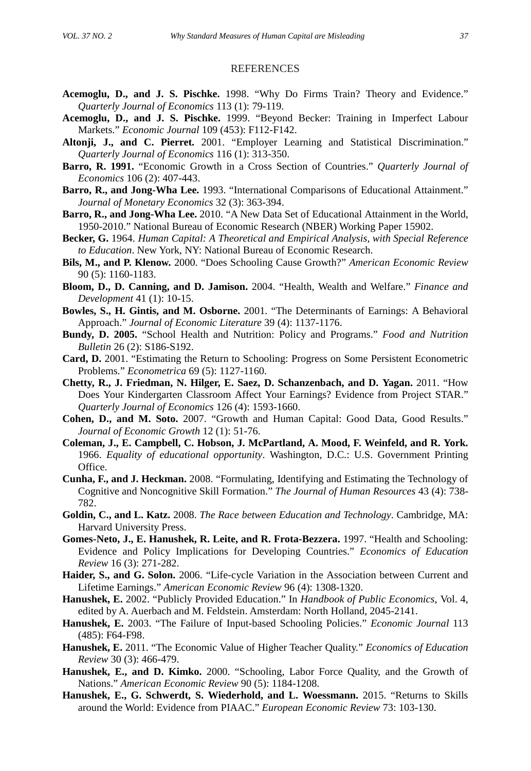## REFERENCES

**Acemoglu, D., and J. S. Pischke.** 1998. "Why Do Firms Train? Theory and Evidence." *Quarterly Journal of Economics* 113 (1): 79-119.

**Acemoglu, D., and J. S. Pischke.** 1999. "Beyond Becker: Training in Imperfect Labour Markets." *Economic Journal* 109 (453): F112-F142.

**Altonji, J., and C. Pierret.** 2001. "Employer Learning and Statistical Discrimination." *Quarterly Journal of Economics* 116 (1): 313-350.

**Barro, R. 1991.** "Economic Growth in a Cross Section of Countries." *Quarterly Journal of Economics* 106 (2): 407-443.

**Barro, R., and Jong-Wha Lee.** 1993. "International Comparisons of Educational Attainment." *Journal of Monetary Economics* 32 (3): 363-394.

**Barro, R., and Jong-Wha Lee.** 2010. "A New Data Set of Educational Attainment in the World, 1950-2010." National Bureau of Economic Research (NBER) Working Paper 15902.

**Becker, G.** 1964. *Human Capital: A Theoretical and Empirical Analysis, with Special Reference to Education*. New York, NY: National Bureau of Economic Research.

**Bils, M., and P. Klenow.** 2000. "Does Schooling Cause Growth?" *American Economic Review* 90 (5): 1160-1183.

**Bloom, D., D. Canning, and D. Jamison.** 2004. "Health, Wealth and Welfare." *Finance and Development* 41 (1): 10-15.

**Bowles, S., H. Gintis, and M. Osborne.** 2001. "The Determinants of Earnings: A Behavioral Approach." *Journal of Economic Literature* 39 (4): 1137-1176.

**Bundy, D. 2005.** "School Health and Nutrition: Policy and Programs." *Food and Nutrition Bulletin* 26 (2): S186-S192.

**Card, D.** 2001. "Estimating the Return to Schooling: Progress on Some Persistent Econometric Problems." *Econometrica* 69 (5): 1127-1160.

**Chetty, R., J. Friedman, N. Hilger, E. Saez, D. Schanzenbach, and D. Yagan.** 2011. "How Does Your Kindergarten Classroom Affect Your Earnings? Evidence from Project STAR." *Quarterly Journal of Economics* 126 (4): 1593-1660.

**Cohen, D., and M. Soto.** 2007. "Growth and Human Capital: Good Data, Good Results." *Journal of Economic Growth* 12 (1): 51-76.

**Coleman, J., E. Campbell, C. Hobson, J. McPartland, A. Mood, F. Weinfeld, and R. York.** 1966. *Equality of educational opportunity*. Washington, D.C.: U.S. Government Printing Office.

**Cunha, F., and J. Heckman.** 2008. "Formulating, Identifying and Estimating the Technology of Cognitive and Noncognitive Skill Formation." *The Journal of Human Resources* 43 (4): 738-782.

**Goldin, C., and L. Katz.** 2008. *The Race between Education and Technology*. Cambridge, MA: Harvard University Press.

**Gomes-Neto, J., E. Hanushek, R. Leite, and R. Frota-Bezzera.** 1997. "Health and Schooling: Evidence and Policy Implications for Developing Countries." *Economics of Education Review* 16 (3): 271-282.

**Haider, S., and G. Solon.** 2006. "Life-cycle Variation in the Association between Current and Lifetime Earnings." *American Economic Review* 96 (4): 1308-1320.

**Hanushek, E.** 2002. "Publicly Provided Education." In *Handbook of Public Economics*, Vol. 4, edited by A. Auerbach and M. Feldstein. Amsterdam: North Holland, 2045-2141.

**Hanushek, E.** 2003. "The Failure of Input-based Schooling Policies." *Economic Journal* 113 (485): F64-F98.

**Hanushek, E.** 2011. "The Economic Value of Higher Teacher Quality." *Economics of Education Review* 30 (3): 466-479.

**Hanushek, E., and D. Kimko.** 2000. "Schooling, Labor Force Quality, and the Growth of Nations." *American Economic Review* 90 (5): 1184-1208.

**Hanushek, E., G. Schwerdt, S. Wiederhold, and L. Woessmann.** 2015. "Returns to Skills around the World: Evidence from PIAAC." *European Economic Review* 73: 103-130.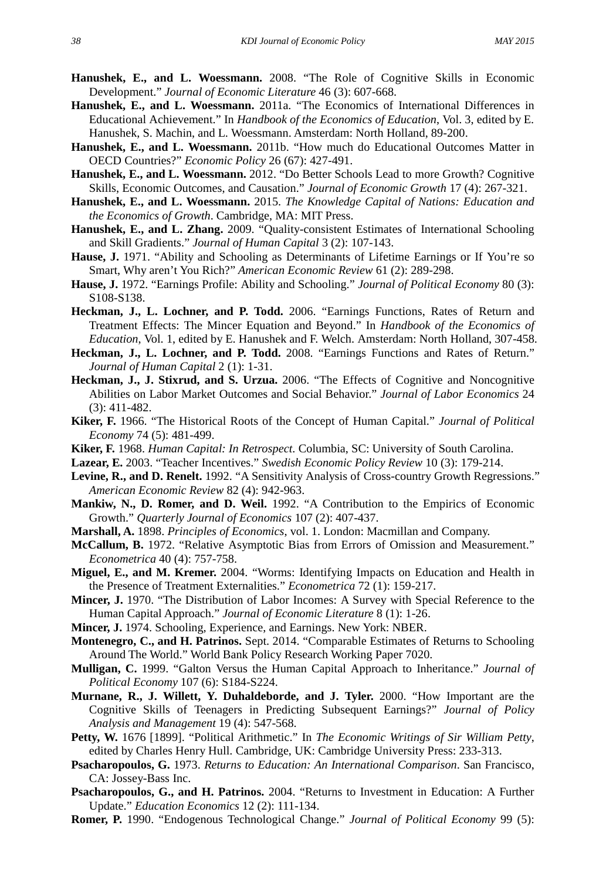**Hanushek, E., and L. Woessmann.** 2008. "The Role of Cognitive Skills in Economic Development." *Journal of Economic Literature* 46 (3): 607-668.

**Hanushek, E., and L. Woessmann.** 2011a. "The Economics of International Differences in Educational Achievement." In *Handbook of the Economics of Education*, Vol. 3, edited by E. Hanushek, S. Machin, and L. Woessmann. Amsterdam: North Holland, 89-200.

**Hanushek, E., and L. Woessmann.** 2011b. "How much do Educational Outcomes Matter in OECD Countries?" *Economic Policy* 26 (67): 427-491.

**Hanushek, E., and L. Woessmann.** 2012. "Do Better Schools Lead to more Growth? Cognitive Skills, Economic Outcomes, and Causation." *Journal of Economic Growth* 17 (4): 267-321.

**Hanushek, E., and L. Woessmann.** 2015. *The Knowledge Capital of Nations: Education and the Economics of Growth*. Cambridge, MA: MIT Press.

**Hanushek, E., and L. Zhang.** 2009. "Quality-consistent Estimates of International Schooling and Skill Gradients." *Journal of Human Capital* 3 (2): 107-143.

**Hause, J.** 1971. "Ability and Schooling as Determinants of Lifetime Earnings or If You're so Smart, Why aren't You Rich?" *American Economic Review* 61 (2): 289-298.

**Hause, J.** 1972. "Earnings Profile: Ability and Schooling." *Journal of Political Economy* 80 (3): S108-S138.

**Heckman, J., L. Lochner, and P. Todd.** 2006. "Earnings Functions, Rates of Return and Treatment Effects: The Mincer Equation and Beyond." In *Handbook of the Economics of Education*, Vol. 1, edited by E. Hanushek and F. Welch. Amsterdam: North Holland, 307-458.

**Heckman, J., L. Lochner, and P. Todd.** 2008. "Earnings Functions and Rates of Return." *Journal of Human Capital* 2 (1): 1-31.

**Heckman, J., J. Stixrud, and S. Urzua.** 2006. "The Effects of Cognitive and Noncognitive Abilities on Labor Market Outcomes and Social Behavior." *Journal of Labor Economics* 24 (3): 411-482.

**Kiker, F.** 1966. "The Historical Roots of the Concept of Human Capital." *Journal of Political Economy* 74 (5): 481-499.

**Kiker, F.** 1968. *Human Capital: In Retrospect*. Columbia, SC: University of South Carolina.

**Lazear, E.** 2003. "Teacher Incentives." *Swedish Economic Policy Review* 10 (3): 179-214.

**Levine, R., and D. Renelt.** 1992. "A Sensitivity Analysis of Cross-country Growth Regressions." *American Economic Review* 82 (4): 942-963.

**Mankiw, N., D. Romer, and D. Weil.** 1992. "A Contribution to the Empirics of Economic Growth." *Quarterly Journal of Economics* 107 (2): 407-437.

**Marshall, A.** 1898. *Principles of Economics*, vol. 1. London: Macmillan and Company.

**McCallum, B.** 1972. "Relative Asymptotic Bias from Errors of Omission and Measurement." *Econometrica* 40 (4): 757-758.

**Miguel, E., and M. Kremer.** 2004. "Worms: Identifying Impacts on Education and Health in the Presence of Treatment Externalities." *Econometrica* 72 (1): 159-217.

**Mincer, J.** 1970. "The Distribution of Labor Incomes: A Survey with Special Reference to the Human Capital Approach." *Journal of Economic Literature* 8 (1): 1-26.

**Mincer, J.** 1974. Schooling, Experience, and Earnings. New York: NBER.

**Montenegro, C., and H. Patrinos.** Sept. 2014. "Comparable Estimates of Returns to Schooling Around The World." World Bank Policy Research Working Paper 7020.

**Mulligan, C.** 1999. "Galton Versus the Human Capital Approach to Inheritance." *Journal of Political Economy* 107 (6): S184-S224.

**Murnane, R., J. Willett, Y. Duhaldeborde, and J. Tyler.** 2000. "How Important are the Cognitive Skills of Teenagers in Predicting Subsequent Earnings?" *Journal of Policy Analysis and Management* 19 (4): 547-568.

**Petty, W.** 1676 [1899]. "Political Arithmetic." In *The Economic Writings of Sir William Petty*, edited by Charles Henry Hull. Cambridge, UK: Cambridge University Press: 233-313.

**Psacharopoulos, G.** 1973. *Returns to Education: An International Comparison*. San Francisco, CA: Jossey-Bass Inc.

**Psacharopoulos, G., and H. Patrinos.** 2004. "Returns to Investment in Education: A Further Update." *Education Economics* 12 (2): 111-134.

**Romer, P.** 1990. "Endogenous Technological Change." *Journal of Political Economy* 99 (5):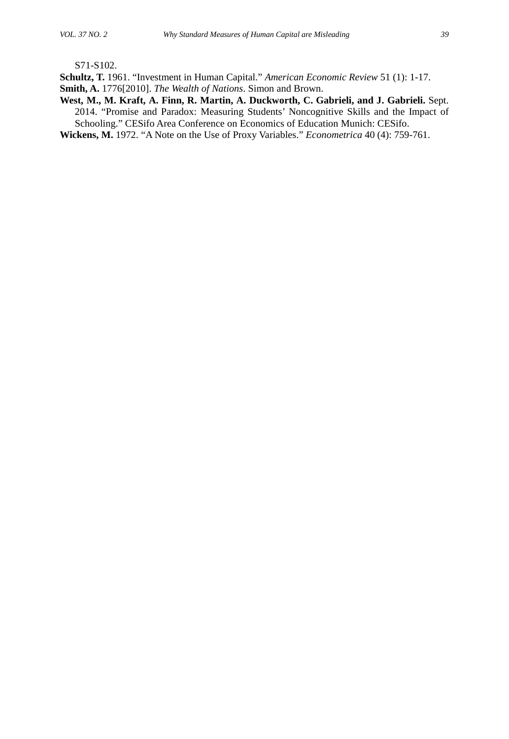S71-S102.

**Schultz, T.** 1961. "Investment in Human Capital." *American Economic Review* 51 (1): 1-17.

**Smith, A.** 1776[2010]. *The Wealth of Nations*. Simon and Brown.

**West, M., M. Kraft, A. Finn, R. Martin, A. Duckworth, C. Gabrieli, and J. Gabrieli.** Sept. 2014. "Promise and Paradox: Measuring Students' Noncognitive Skills and the Impact of Schooling." CESifo Area Conference on Economics of Education Munich: CESifo.

**Wickens, M.** 1972. "A Note on the Use of Proxy Variables." *Econometrica* 40 (4): 759-761.